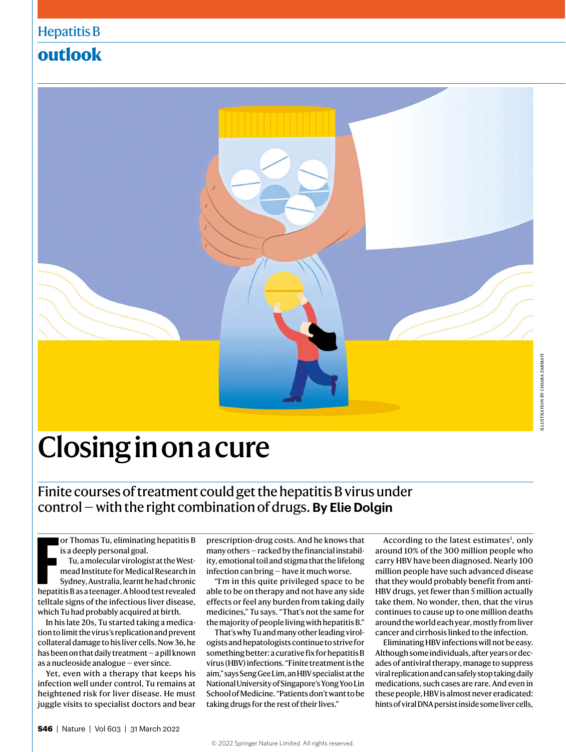Hepatitis B

outlook

# Closing in on a cure

## Finite courses of treatment could get the hepatitis B virus under control — with the right combination of drugs. **By Elie Dolgin**

For Thomas Tu, eliminating hepatitis B is a deeply personal goal.

Tu, a molecular virologist at the Westmead Institute for Medical Research in Sydney, Australia, learnt he had chronic hepatitis B as a teenager. A blood test revealed telltale signs of the infectious liver disease, which Tu had probably acquired at birth.

In his late 20s, Tu started taking a medication to limit the virus's replication and prevent collateral damage to his liver cells. Now 36, he has been on that daily treatment — a pill known as a nucleoside analogue — ever since.

Yet, even with a therapy that keeps his infection well under control, Tu remains at heightened risk for liver disease. He must juggle visits to specialist doctors and bear prescription-drug costs. And he knows that many others — racked by the financial instability, emotional toil and stigma that the lifelong infection can bring — have it much worse.

"I'm in this quite privileged space to be able to be on therapy and not have any side effects or feel any burden from taking daily medicines," Tu says. "That's not the same for the majority of people living with hepatitis B."

That's why Tu and many other leading virologists and hepatologists continue to strive for something better: a curative fix for hepatitis B virus (HBV) infections. "Finite treatment is the aim," says Seng Gee Lim, an HBV specialist at the National University of Singapore's Yong Yoo Lin School of Medicine. "Patients don't want to be taking drugs for the rest of their lives."

According to the latest estimates[1], only around 10% of the 300 million people who carry HBV have been diagnosed. Nearly 100 million people have such advanced disease that they would probably benefit from anti-HBV drugs, yet fewer than 5 million actually take them. No wonder, then, that the virus continues to cause up to one million deaths around the world each year, mostly from liver cancer and cirrhosis linked to the infection.

Eliminating HBV infections will not be easy. Although some individuals, after years or decades of antiviral therapy, manage to suppress viral replication and can safely stop taking daily medications, such cases are rare. And even in these people, HBV is almost never eradicated: hints of viral DNA persist inside some liver cells,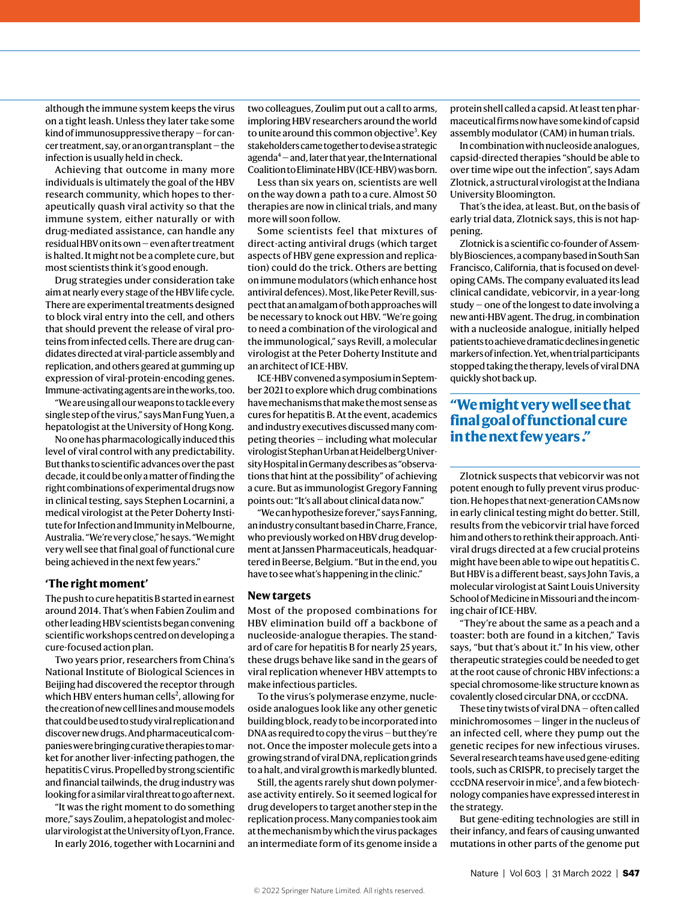although the immune system keeps the virus on a tight leash. Unless they later take some kind of immunosuppressive therapy — for cancer treatment, say, or an organ transplant — the infection is usually held in check.

Achieving that outcome in many more individuals is ultimately the goal of the HBV research community, which hopes to therapeutically quash viral activity so that the immune system, either naturally or with drug-mediated assistance, can handle any residual HBV on its own — even after treatment is halted. It might not be a complete cure, but most scientists think it's good enough.

Drug strategies under consideration take aim at nearly every stage of the HBV life cycle. There are experimental treatments designed to block viral entry into the cell, and others that should prevent the release of viral proteins from infected cells. There are drug candidates directed at viral-particle assembly and replication, and others geared at gumming up expression of viral-protein-encoding genes. Immune-activating agents are in the works, too.

"We are using all our weapons to tackle every single step of the virus," says Man Fung Yuen, a hepatologist at the University of Hong Kong.

No one has pharmacologically induced this level of viral control with any predictability. But thanks to scientific advances over the past decade, it could be only a matter of finding the right combinations of experimental drugs now in clinical testing, says Stephen Locarnini, a medical virologist at the Peter Doherty Institute for Infection and Immunity in Melbourne, Australia. "We're very close," he says. "We might very well see that final goal of functional cure being achieved in the next few years."

## 'The right moment'

The push to cure hepatitis B started in earnest around 2014. That's when Fabien Zoulim and other leading HBV scientists began convening scientific workshops centred on developing a cure-focused action plan.

Two years prior, researchers from China's National Institute of Biological Sciences in Beijing had discovered the receptor through which HBV enters human cells[2], allowing for the creation of new cell lines and mouse models that could be used to study viral replication and discover new drugs. And pharmaceutical companies were bringing curative therapies to market for another liver-infecting pathogen, the hepatitis C virus. Propelled by strong scientific and financial tailwinds, the drug industry was looking for a similar viral threat to go after next.

"It was the right moment to do something more," says Zoulim, a hepatologist and molecular virologist at the University of Lyon, France.

In early 2016, together with Locarnini and two colleagues, Zoulim put out a call to arms, imploring HBV researchers around the world to unite around this common objective[3]. Key stakeholders came together to devise a strategic agenda[4] — and, later that year, the International Coalition to Eliminate HBV (ICE-HBV) was born.

Less than six years on, scientists are well on the way down a path to a cure. Almost 50 therapies are now in clinical trials, and many more will soon follow.

Some scientists feel that mixtures of direct-acting antiviral drugs (which target aspects of HBV gene expression and replication) could do the trick. Others are betting on immune modulators (which enhance host antiviral defences). Most, like Peter Revill, suspect that an amalgam of both approaches will be necessary to knock out HBV. "We're going to need a combination of the virological and the immunological," says Revill, a molecular virologist at the Peter Doherty Institute and an architect of ICE-HBV.

ICE-HBV convened a symposium in September 2021 to explore which drug combinations have mechanisms that make the most sense as cures for hepatitis B. At the event, academics and industry executives discussed many competing theories — including what molecular virologist Stephan Urban at Heidelberg University Hospital in Germany describes as "observations that hint at the possibility" of achieving a cure. But as immunologist Gregory Fanning points out: "It's all about clinical data now."

"We can hypothesize forever," says Fanning, an industry consultant based in Charre, France, who previously worked on HBV drug development at Janssen Pharmaceuticals, headquartered in Beerse, Belgium. "But in the end, you have to see what's happening in the clinic."

## New targets

Most of the proposed combinations for HBV elimination build off a backbone of nucleoside-analogue therapies. The standard of care for hepatitis B for nearly 25 years, these drugs behave like sand in the gears of viral replication whenever HBV attempts to make infectious particles.

To the virus's polymerase enzyme, nucleoside analogues look like any other genetic building block, ready to be incorporated into DNA as required to copy the virus — but they're not. Once the imposter molecule gets into a growing strand of viral DNA, replication grinds to a halt, and viral growth is markedly blunted.

Still, the agents rarely shut down polymerase activity entirely. So it seemed logical for drug developers to target another step in the replication process. Many companies took aim at the mechanism by which the virus packages an intermediate form of its genome inside a protein shell called a capsid. At least ten pharmaceutical firms now have some kind of capsid assembly modulator (CAM) in human trials.

In combination with nucleoside analogues, capsid-directed therapies "should be able to over time wipe out the infection", says Adam Zlotnick, a structural virologist at the Indiana University Bloomington.

That's the idea, at least. But, on the basis of early trial data, Zlotnick says, this is not happening.

Zlotnick is a scientific co-founder of Assembly Biosciences, a company based in South San Francisco, California, that is focused on developing CAMs. The company evaluated its lead clinical candidate, vebicorvir, in a year-long study — one of the longest to date involving a new anti-HBV agent. The drug, in combination with a nucleoside analogue, initially helped patients to achieve dramatic declines in genetic markers of infection. Yet, when trial participants stopped taking the therapy, levels of viral DNA quickly shot back up.

**"We might very well see that final goal of functional cure in the next few years."**

Zlotnick suspects that vebicorvir was not potent enough to fully prevent virus production. He hopes that next-generation CAMs now in early clinical testing might do better. Still, results from the vebicorvir trial have forced him and others to rethink their approach. Antiviral drugs directed at a few crucial proteins might have been able to wipe out hepatitis C. But HBV is a different beast, says John Tavis, a molecular virologist at Saint Louis University School of Medicine in Missouri and the incoming chair of ICE-HBV.

"They're about the same as a peach and a toaster: both are found in a kitchen," Tavis says, "but that's about it." In his view, other therapeutic strategies could be needed to get at the root cause of chronic HBV infections: a special chromosome-like structure known as covalently closed circular DNA, or cccDNA.

These tiny twists of viral DNA — often called minichromosomes — linger in the nucleus of an infected cell, where they pump out the genetic recipes for new infectious viruses. Several research teams have used gene-editing tools, such as CRISPR, to precisely target the cccDNA reservoir in mice[5], and a few biotechnology companies have expressed interest in the strategy.

But gene-editing technologies are still in their infancy, and fears of causing unwanted mutations in other parts of the genome put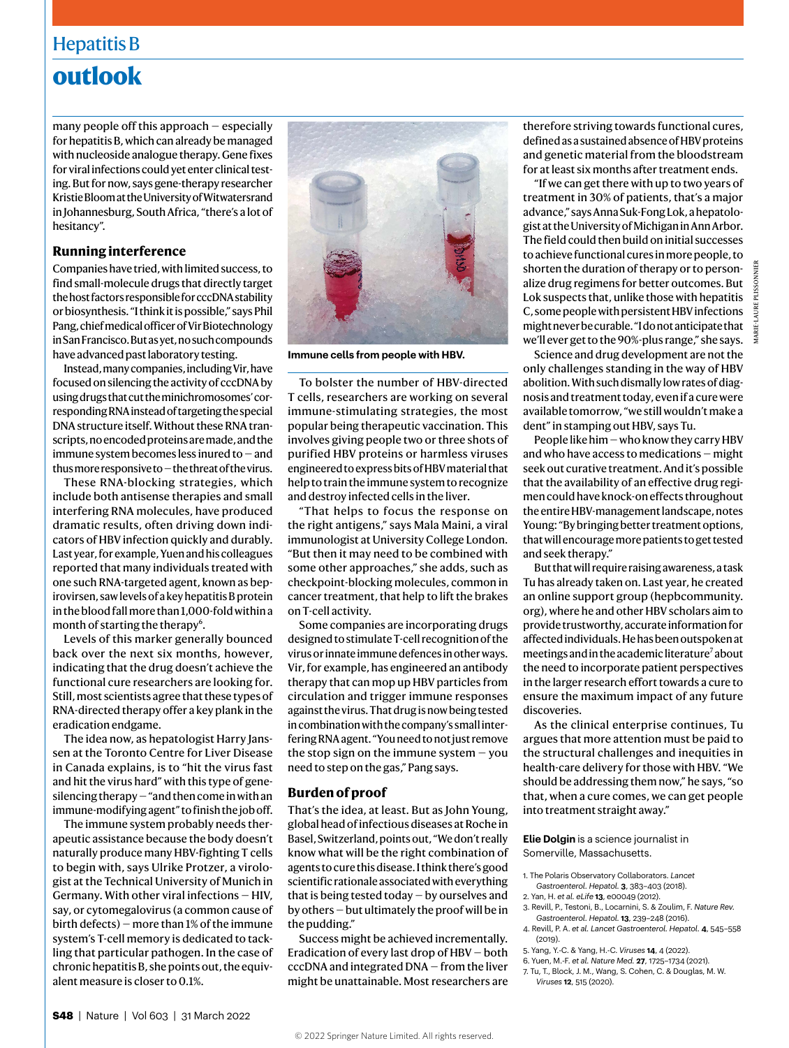many people off this approach – especially for hepatitis B, which can already be managed with nucleoside analogue therapy. Gene fixes for viral infections could yet enter clinical testing. But for now, says gene-therapy researcher Kristie Bloom at the University of Witwatersrand in Johannesburg, South Africa, "there's a lot of hesitancy".

## Running interference

Companies have tried, with limited success, to find small-molecule drugs that directly target the host factors responsible for cccDNA stability or biosynthesis. "I think it is possible," says Phil Pang, chief medical officer of Vir Biotechnology in San Francisco. But as yet, no such compounds have advanced past laboratory testing.

Instead, many companies, including Vir, have focused on silencing the activity of cccDNA by using drugs that cut the minichromosomes' corresponding RNA instead of targeting the special DNA structure itself. Without these RNA transcripts, no encoded proteins are made, and the immune system becomes less inured to – and thus more responsive to – the threat of the virus.

These RNA-blocking strategies, which include both antisense therapies and small interfering RNA molecules, have produced dramatic results, often driving down indicators of HBV infection quickly and durably. Last year, for example, Yuen and his colleagues reported that many individuals treated with one such RNA-targeted agent, known as bepirovirsen, saw levels of a key hepatitis B protein in the blood fall more than 1,000-fold within a month of starting the therapy[6].

Levels of this marker generally bounced back over the next six months, however, indicating that the drug doesn't achieve the functional cure researchers are looking for. Still, most scientists agree that these types of RNA-directed therapy offer a key plank in the eradication endgame.

The idea now, as hepatologist Harry Janssen at the Toronto Centre for Liver Disease in Canada explains, is to "hit the virus fast and hit the virus hard" with this type of gene-silencing therapy – "and then come in with an immune-modifying agent" to finish the job off.

The immune system probably needs therapeutic assistance because the body doesn't naturally produce many HBV-fighting T cells to begin with, says Ulrike Protzer, a virologist at the Technical University of Munich in Germany. With other viral infections – HIV, say, or cytomegalovirus (a common cause of birth defects) – more than 1% of the immune system's T-cell memory is dedicated to tackling that particular pathogen. In the case of chronic hepatitis B, she points out, the equivalent measure is closer to 0.1%.

**Immune cells from people with HBV.**

To bolster the number of HBV-directed T cells, researchers are working on several immune-stimulating strategies, the most popular being therapeutic vaccination. This involves giving people two or three shots of purified HBV proteins or harmless viruses engineered to express bits of HBV material that help to train the immune system to recognize and destroy infected cells in the liver.

"That helps to focus the response on the right antigens," says Mala Maini, a viral immunologist at University College London. "But then it may need to be combined with some other approaches," she adds, such as checkpoint-blocking molecules, common in cancer treatment, that help to lift the brakes on T-cell activity.

Some companies are incorporating drugs designed to stimulate T-cell recognition of the virus or innate immune defences in other ways. Vir, for example, has engineered an antibody therapy that can mop up HBV particles from circulation and trigger immune responses against the virus. That drug is now being tested in combination with the company's small interfering RNA agent. "You need to not just remove the stop sign on the immune system – you need to step on the gas," Pang says.

## Burden of proof

That's the idea, at least. But as John Young, global head of infectious diseases at Roche in Basel, Switzerland, points out, "We don't really know what will be the right combination of agents to cure this disease. I think there's good scientific rationale associated with everything that is being tested today – by ourselves and by others – but ultimately the proof will be in the pudding."

Success might be achieved incrementally. Eradication of every last drop of HBV – both cccDNA and integrated DNA – from the liver might be unattainable. Most researchers are therefore striving towards functional cures, defined as a sustained absence of HBV proteins and genetic material from the bloodstream for at least six months after treatment ends.

"If we can get there with up to two years of treatment in 30% of patients, that's a major advance," says Anna Suk-Fong Lok, a hepatologist at the University of Michigan in Ann Arbor. The field could then build on initial successes to achieve functional cures in more people, to shorten the duration of therapy or to personalize drug regimens for better outcomes. But Lok suspects that, unlike those with hepatitis C, some people with persistent HBV infections might never be curable. "I do not anticipate that we'll ever get to the 90%-plus range," she says.

Science and drug development are not the only challenges standing in the way of HBV abolition. With such dismally low rates of diagnosis and treatment today, even if a cure were available tomorrow, "we still wouldn't make a dent" in stamping out HBV, says Tu.

People like him – who know they carry HBV and who have access to medications – might seek out curative treatment. And it's possible that the availability of an effective drug regimen could have knock-on effects throughout the entire HBV-management landscape, notes Young: "By bringing better treatment options, that will encourage more patients to get tested and seek therapy."

But that will require raising awareness, a task Tu has already taken on. Last year, he created an online support group (hepbcommunity.org), where he and other HBV scholars aim to provide trustworthy, accurate information for affected individuals. He has been outspoken at meetings and in the academic literature[7] about the need to incorporate patient perspectives in the larger research effort towards a cure to ensure the maximum impact of any future discoveries.

As the clinical enterprise continues, Tu argues that more attention must be paid to the structural challenges and inequities in health-care delivery for those with HBV. "We should be addressing them now," he says, "so that, when a cure comes, we can get people into treatment straight away."

**Elie Dolgin** is a science journalist in Somerville, Massachusetts.

1. The Polaris Observatory Collaborators. *Lancet Gastroenterol. Hepatol.* **3**, 383–403 (2018).
2. Yan, H. *et al. eLife* **13**, e00049 (2012).
3. Revill, P., Testoni, B., Locarnini, S. & Zoulim, F. *Nature Rev. Gastroenterol. Hepatol.* **13**, 239–248 (2016).
4. Revill, P. A. *et al. Lancet Gastroenterol. Hepatol.* **4**, 545–558 (2019).
5. Yang, Y.-C. & Yang, H.-C. *Viruses* **14**, 4 (2022).
6. Yuen, M.-F. *et al. Nature Med.* **27**, 1725–1734 (2021).
7. Tu, T., Block, J. M., Wang, S. Cohen, C. & Douglas, M. W. *Viruses* **12**, 515 (2020).